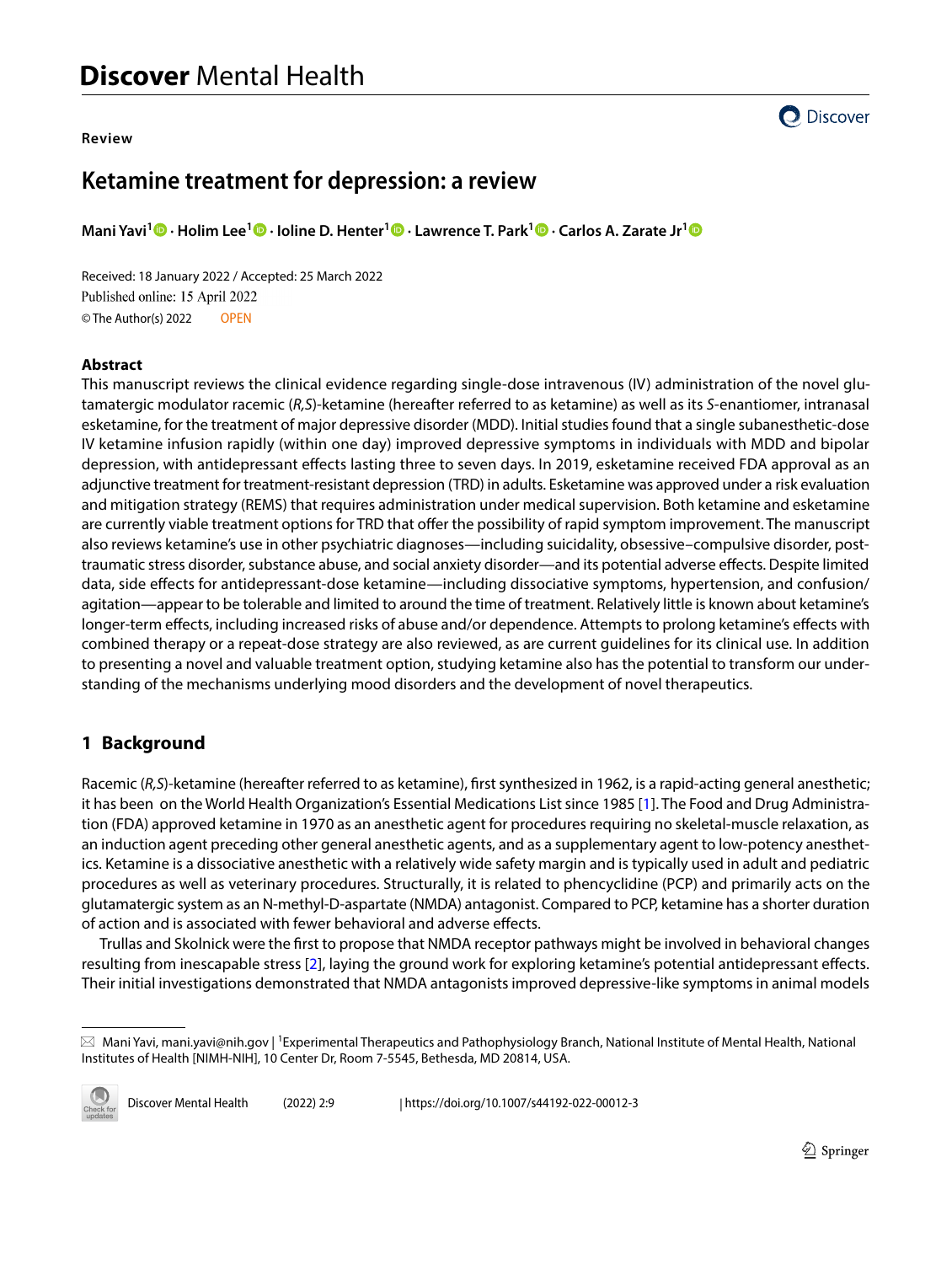Review

# Ketamine treatment for depression: a review

**Mani Yavi[1] · Holim Lee[1] · Ioline D. Henter[1] · Lawrence T. Park[1] · Carlos A. Zarate Jr[1]**

Received: 18 January 2022 / Accepted: 25 March 2022
Published online: 15 April 2022
© The Author(s) 2022 OPEN

## Abstract

This manuscript reviews the clinical evidence regarding single-dose intravenous (IV) administration of the novel glutamatergic modulator racemic (*R,S*)-ketamine (hereafter referred to as ketamine) as well as its *S*-enantiomer, intranasal esketamine, for the treatment of major depressive disorder (MDD). Initial studies found that a single subanesthetic-dose IV ketamine infusion rapidly (within one day) improved depressive symptoms in individuals with MDD and bipolar depression, with antidepressant effects lasting three to seven days. In 2019, esketamine received FDA approval as an adjunctive treatment for treatment-resistant depression (TRD) in adults. Esketamine was approved under a risk evaluation and mitigation strategy (REMS) that requires administration under medical supervision. Both ketamine and esketamine are currently viable treatment options for TRD that offer the possibility of rapid symptom improvement. The manuscript also reviews ketamine's use in other psychiatric diagnoses—including suicidality, obsessive–compulsive disorder, post-traumatic stress disorder, substance abuse, and social anxiety disorder—and its potential adverse effects. Despite limited data, side effects for antidepressant-dose ketamine—including dissociative symptoms, hypertension, and confusion/agitation—appear to be tolerable and limited to around the time of treatment. Relatively little is known about ketamine's longer-term effects, including increased risks of abuse and/or dependence. Attempts to prolong ketamine's effects with combined therapy or a repeat-dose strategy are also reviewed, as are current guidelines for its clinical use. In addition to presenting a novel and valuable treatment option, studying ketamine also has the potential to transform our understanding of the mechanisms underlying mood disorders and the development of novel therapeutics.

## 1 Background

Racemic (*R,S*)-ketamine (hereafter referred to as ketamine), first synthesized in 1962, is a rapid-acting general anesthetic; it has been on the World Health Organization's Essential Medications List since 1985 [1]. The Food and Drug Administration (FDA) approved ketamine in 1970 as an anesthetic agent for procedures requiring no skeletal-muscle relaxation, as an induction agent preceding other general anesthetic agents, and as a supplementary agent to low-potency anesthetics. Ketamine is a dissociative anesthetic with a relatively wide safety margin and is typically used in adult and pediatric procedures as well as veterinary procedures. Structurally, it is related to phencyclidine (PCP) and primarily acts on the glutamatergic system as an N-methyl-D-aspartate (NMDA) antagonist. Compared to PCP, ketamine has a shorter duration of action and is associated with fewer behavioral and adverse effects.

Trullas and Skolnick were the first to propose that NMDA receptor pathways might be involved in behavioral changes resulting from inescapable stress [2], laying the ground work for exploring ketamine's potential antidepressant effects. Their initial investigations demonstrated that NMDA antagonists improved depressive-like symptoms in animal models

---

✉ Mani Yavi, mani.yavi@nih.gov | [1]Experimental Therapeutics and Pathophysiology Branch, National Institute of Mental Health, National Institutes of Health [NIMH-NIH], 10 Center Dr, Room 7-5545, Bethesda, MD 20814, USA.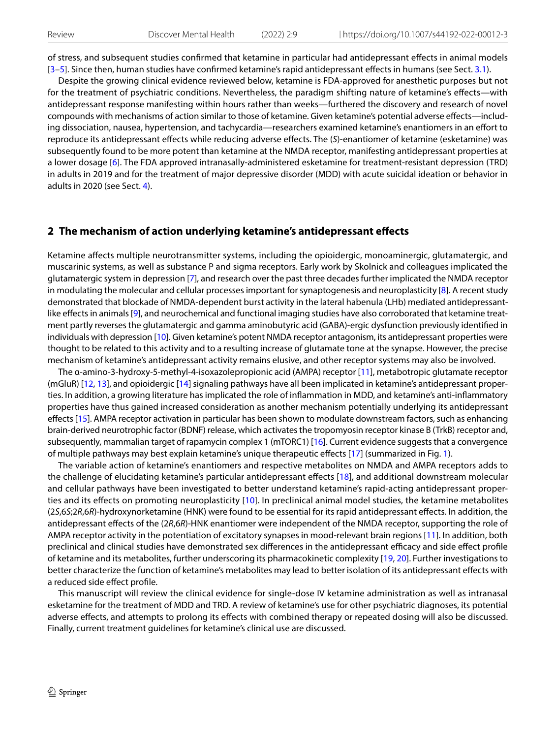of stress, and subsequent studies confirmed that ketamine in particular had antidepressant effects in animal models [3–5]. Since then, human studies have confirmed ketamine's rapid antidepressant effects in humans (see Sect. 3.1).

Despite the growing clinical evidence reviewed below, ketamine is FDA-approved for anesthetic purposes but not for the treatment of psychiatric conditions. Nevertheless, the paradigm shifting nature of ketamine's effects—with antidepressant response manifesting within hours rather than weeks—furthered the discovery and research of novel compounds with mechanisms of action similar to those of ketamine. Given ketamine's potential adverse effects—including dissociation, nausea, hypertension, and tachycardia—researchers examined ketamine's enantiomers in an effort to reproduce its antidepressant effects while reducing adverse effects. The (*S*)-enantiomer of ketamine (esketamine) was subsequently found to be more potent than ketamine at the NMDA receptor, manifesting antidepressant properties at a lower dosage [6]. The FDA approved intranasally-administered esketamine for treatment-resistant depression (TRD) in adults in 2019 and for the treatment of major depressive disorder (MDD) with acute suicidal ideation or behavior in adults in 2020 (see Sect. 4).

## 2 The mechanism of action underlying ketamine's antidepressant effects

Ketamine affects multiple neurotransmitter systems, including the opioidergic, monoaminergic, glutamatergic, and muscarinic systems, as well as substance P and sigma receptors. Early work by Skolnick and colleagues implicated the glutamatergic system in depression [7], and research over the past three decades further implicated the NMDA receptor in modulating the molecular and cellular processes important for synaptogenesis and neuroplasticity [8]. A recent study demonstrated that blockade of NMDA-dependent burst activity in the lateral habenula (LHb) mediated antidepressant-like effects in animals [9], and neurochemical and functional imaging studies have also corroborated that ketamine treatment partly reverses the glutamatergic and gamma aminobutyric acid (GABA)-ergic dysfunction previously identified in individuals with depression [10]. Given ketamine's potent NMDA receptor antagonism, its antidepressant properties were thought to be related to this activity and to a resulting increase of glutamate tone at the synapse. However, the precise mechanism of ketamine's antidepressant activity remains elusive, and other receptor systems may also be involved.

The α-amino-3-hydroxy-5-methyl-4-isoxazolepropionic acid (AMPA) receptor [11], metabotropic glutamate receptor (mGluR) [12, 13], and opioidergic [14] signaling pathways have all been implicated in ketamine's antidepressant properties. In addition, a growing literature has implicated the role of inflammation in MDD, and ketamine's anti-inflammatory properties have thus gained increased consideration as another mechanism potentially underlying its antidepressant effects [15]. AMPA receptor activation in particular has been shown to modulate downstream factors, such as enhancing brain-derived neurotrophic factor (BDNF) release, which activates the tropomyosin receptor kinase B (TrkB) receptor and, subsequently, mammalian target of rapamycin complex 1 (mTORC1) [16]. Current evidence suggests that a convergence of multiple pathways may best explain ketamine's unique therapeutic effects [17] (summarized in Fig. 1).

The variable action of ketamine's enantiomers and respective metabolites on NMDA and AMPA receptors adds to the challenge of elucidating ketamine's particular antidepressant effects [18], and additional downstream molecular and cellular pathways have been investigated to better understand ketamine's rapid-acting antidepressant properties and its effects on promoting neuroplasticity [10]. In preclinical animal model studies, the ketamine metabolites (2*S*,6*S*;2*R*,6*R*)-hydroxynorketamine (HNK) were found to be essential for its rapid antidepressant effects. In addition, the antidepressant effects of the (2*R*,6*R*)-HNK enantiomer were independent of the NMDA receptor, supporting the role of AMPA receptor activity in the potentiation of excitatory synapses in mood-relevant brain regions [11]. In addition, both preclinical and clinical studies have demonstrated sex differences in the antidepressant efficacy and side effect profile of ketamine and its metabolites, further underscoring its pharmacokinetic complexity [19, 20]. Further investigations to better characterize the function of ketamine's metabolites may lead to better isolation of its antidepressant effects with a reduced side effect profile.

This manuscript will review the clinical evidence for single-dose IV ketamine administration as well as intranasal esketamine for the treatment of MDD and TRD. A review of ketamine's use for other psychiatric diagnoses, its potential adverse effects, and attempts to prolong its effects with combined therapy or repeated dosing will also be discussed. Finally, current treatment guidelines for ketamine's clinical use are discussed.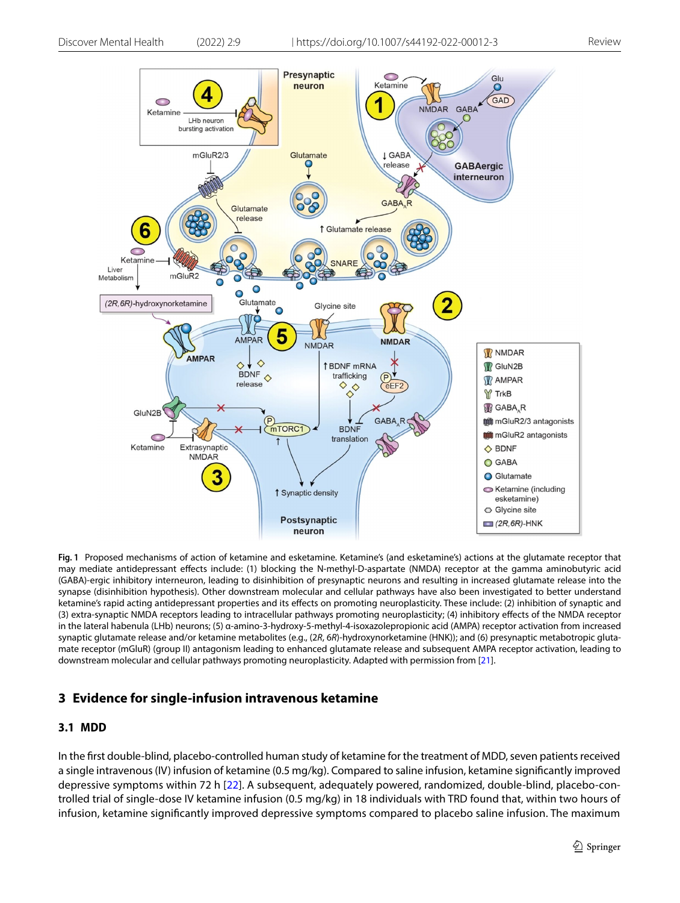**Fig. 1** Proposed mechanisms of action of ketamine and esketamine. Ketamine's (and esketamine's) actions at the glutamate receptor that may mediate antidepressant effects include: (1) blocking the N-methyl-D-aspartate (NMDA) receptor at the gamma aminobutyric acid (GABA)-ergic inhibitory interneuron, leading to disinhibition of presynaptic neurons and resulting in increased glutamate release into the synapse (disinhibition hypothesis). Other downstream molecular and cellular pathways have also been investigated to better understand ketamine's rapid acting antidepressant properties and its effects on promoting neuroplasticity. These include: (2) inhibition of synaptic and (3) extra-synaptic NMDA receptors leading to intracellular pathways promoting neuroplasticity; (4) inhibitory effects of the NMDA receptor in the lateral habenula (LHb) neurons; (5) α-amino-3-hydroxy-5-methyl-4-isoxazolepropionic acid (AMPA) receptor activation from increased synaptic glutamate release and/or ketamine metabolites (e.g., (2*R*, 6*R*)-hydroxynorketamine (HNK)); and (6) presynaptic metabotropic glutamate receptor (mGluR) (group II) antagonism leading to enhanced glutamate release and subsequent AMPA receptor activation, leading to downstream molecular and cellular pathways promoting neuroplasticity. Adapted with permission from [21].

## 3 Evidence for single-infusion intravenous ketamine

### 3.1 MDD

In the first double-blind, placebo-controlled human study of ketamine for the treatment of MDD, seven patients received a single intravenous (IV) infusion of ketamine (0.5 mg/kg). Compared to saline infusion, ketamine significantly improved depressive symptoms within 72 h [22]. A subsequent, adequately powered, randomized, double-blind, placebo-controlled trial of single-dose IV ketamine infusion (0.5 mg/kg) in 18 individuals with TRD found that, within two hours of infusion, ketamine significantly improved depressive symptoms compared to placebo saline infusion. The maximum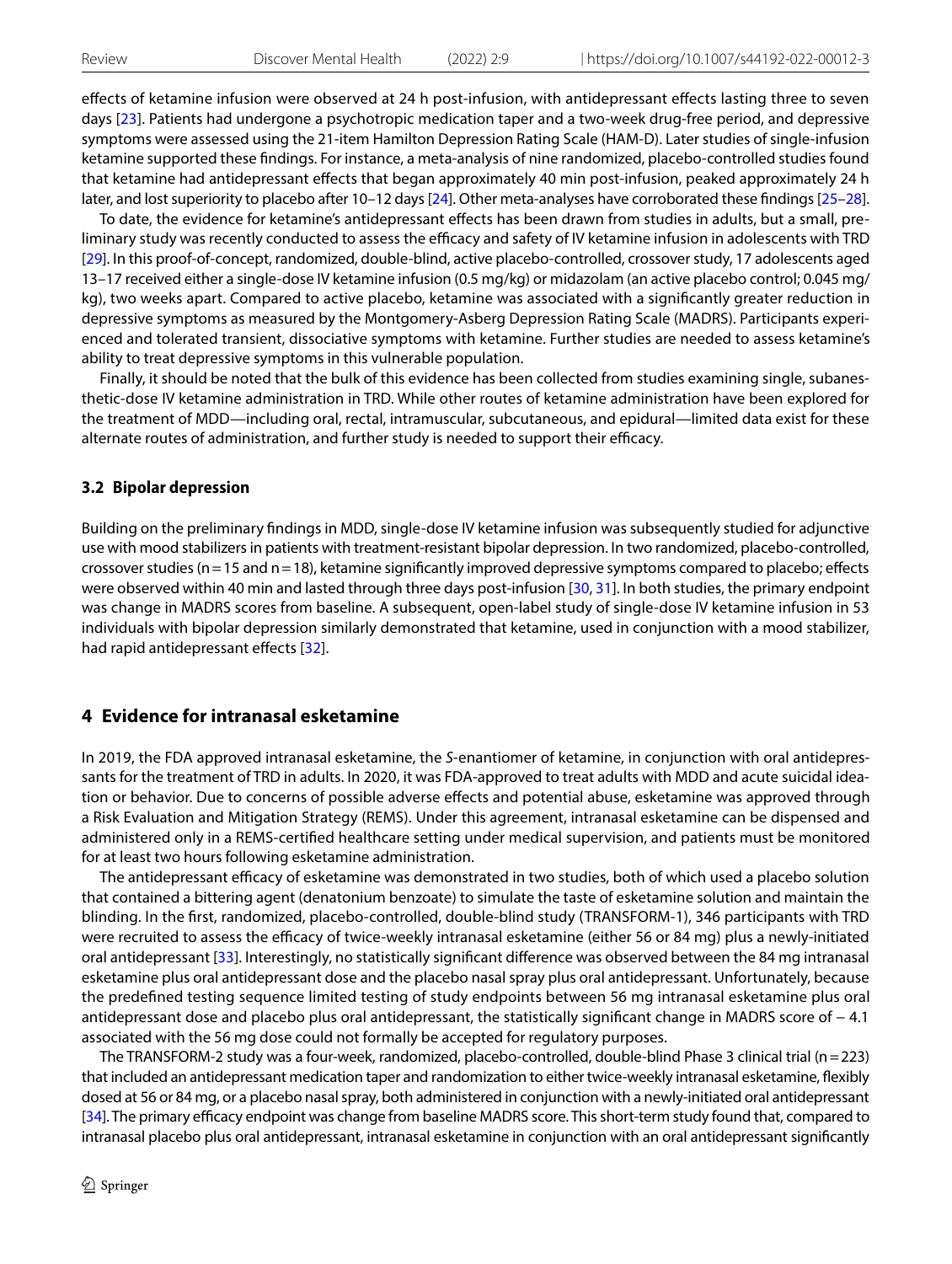effects of ketamine infusion were observed at 24 h post-infusion, with antidepressant effects lasting three to seven days [23]. Patients had undergone a psychotropic medication taper and a two-week drug-free period, and depressive symptoms were assessed using the 21-item Hamilton Depression Rating Scale (HAM-D). Later studies of single-infusion ketamine supported these findings. For instance, a meta-analysis of nine randomized, placebo-controlled studies found that ketamine had antidepressant effects that began approximately 40 min post-infusion, peaked approximately 24 h later, and lost superiority to placebo after 10–12 days [24]. Other meta-analyses have corroborated these findings [25–28].

To date, the evidence for ketamine's antidepressant effects has been drawn from studies in adults, but a small, preliminary study was recently conducted to assess the efficacy and safety of IV ketamine infusion in adolescents with TRD [29]. In this proof-of-concept, randomized, double-blind, active placebo-controlled, crossover study, 17 adolescents aged 13–17 received either a single-dose IV ketamine infusion (0.5 mg/kg) or midazolam (an active placebo control; 0.045 mg/kg), two weeks apart. Compared to active placebo, ketamine was associated with a significantly greater reduction in depressive symptoms as measured by the Montgomery-Asberg Depression Rating Scale (MADRS). Participants experienced and tolerated transient, dissociative symptoms with ketamine. Further studies are needed to assess ketamine's ability to treat depressive symptoms in this vulnerable population.

Finally, it should be noted that the bulk of this evidence has been collected from studies examining single, subanesthetic-dose IV ketamine administration in TRD. While other routes of ketamine administration have been explored for the treatment of MDD—including oral, rectal, intramuscular, subcutaneous, and epidural—limited data exist for these alternate routes of administration, and further study is needed to support their efficacy.

### 3.2 Bipolar depression

Building on the preliminary findings in MDD, single-dose IV ketamine infusion was subsequently studied for adjunctive use with mood stabilizers in patients with treatment-resistant bipolar depression. In two randomized, placebo-controlled, crossover studies (n = 15 and n = 18), ketamine significantly improved depressive symptoms compared to placebo; effects were observed within 40 min and lasted through three days post-infusion [30, 31]. In both studies, the primary endpoint was change in MADRS scores from baseline. A subsequent, open-label study of single-dose IV ketamine infusion in 53 individuals with bipolar depression similarly demonstrated that ketamine, used in conjunction with a mood stabilizer, had rapid antidepressant effects [32].

## 4 Evidence for intranasal esketamine

In 2019, the FDA approved intranasal esketamine, the *S*-enantiomer of ketamine, in conjunction with oral antidepressants for the treatment of TRD in adults. In 2020, it was FDA-approved to treat adults with MDD and acute suicidal ideation or behavior. Due to concerns of possible adverse effects and potential abuse, esketamine was approved through a Risk Evaluation and Mitigation Strategy (REMS). Under this agreement, intranasal esketamine can be dispensed and administered only in a REMS-certified healthcare setting under medical supervision, and patients must be monitored for at least two hours following esketamine administration.

The antidepressant efficacy of esketamine was demonstrated in two studies, both of which used a placebo solution that contained a bittering agent (denatonium benzoate) to simulate the taste of esketamine solution and maintain the blinding. In the first, randomized, placebo-controlled, double-blind study (TRANSFORM-1), 346 participants with TRD were recruited to assess the efficacy of twice-weekly intranasal esketamine (either 56 or 84 mg) plus a newly-initiated oral antidepressant [33]. Interestingly, no statistically significant difference was observed between the 84 mg intranasal esketamine plus oral antidepressant dose and the placebo nasal spray plus oral antidepressant. Unfortunately, because the predefined testing sequence limited testing of study endpoints between 56 mg intranasal esketamine plus oral antidepressant dose and placebo plus oral antidepressant, the statistically significant change in MADRS score of − 4.1 associated with the 56 mg dose could not formally be accepted for regulatory purposes.

The TRANSFORM-2 study was a four-week, randomized, placebo-controlled, double-blind Phase 3 clinical trial (n = 223) that included an antidepressant medication taper and randomization to either twice-weekly intranasal esketamine, flexibly dosed at 56 or 84 mg, or a placebo nasal spray, both administered in conjunction with a newly-initiated oral antidepressant [34]. The primary efficacy endpoint was change from baseline MADRS score. This short-term study found that, compared to intranasal placebo plus oral antidepressant, intranasal esketamine in conjunction with an oral antidepressant significantly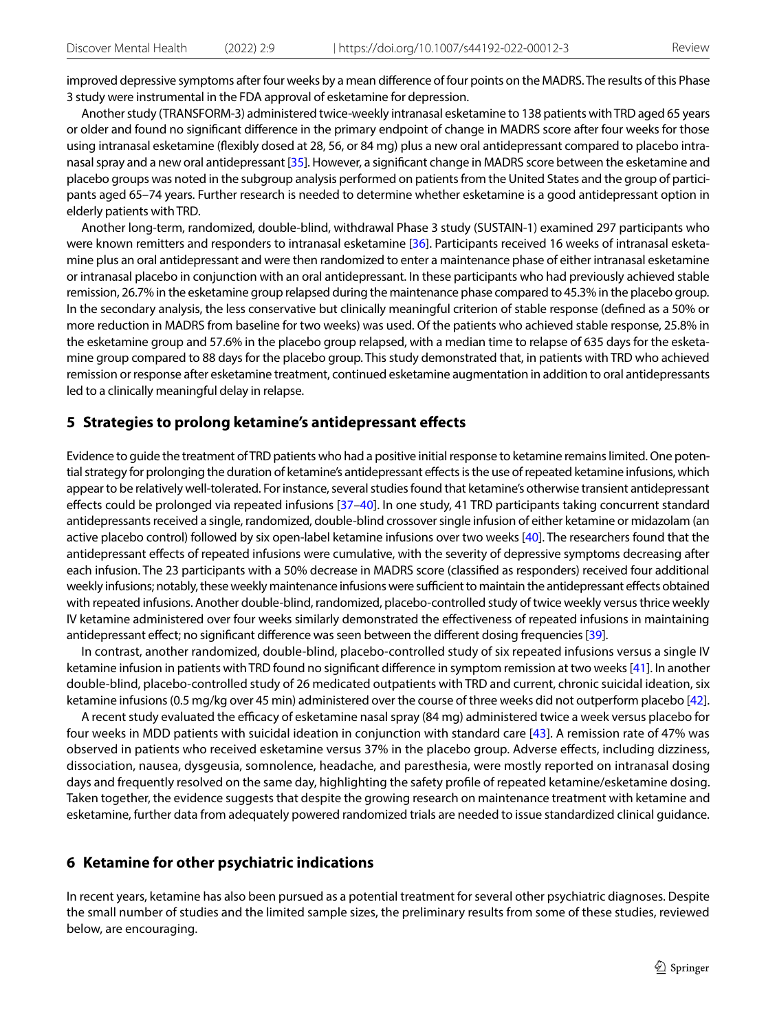improved depressive symptoms after four weeks by a mean difference of four points on the MADRS. The results of this Phase 3 study were instrumental in the FDA approval of esketamine for depression.

Another study (TRANSFORM-3) administered twice-weekly intranasal esketamine to 138 patients with TRD aged 65 years or older and found no significant difference in the primary endpoint of change in MADRS score after four weeks for those using intranasal esketamine (flexibly dosed at 28, 56, or 84 mg) plus a new oral antidepressant compared to placebo intranasal spray and a new oral antidepressant [35]. However, a significant change in MADRS score between the esketamine and placebo groups was noted in the subgroup analysis performed on patients from the United States and the group of participants aged 65–74 years. Further research is needed to determine whether esketamine is a good antidepressant option in elderly patients with TRD.

Another long-term, randomized, double-blind, withdrawal Phase 3 study (SUSTAIN-1) examined 297 participants who were known remitters and responders to intranasal esketamine [36]. Participants received 16 weeks of intranasal esketamine plus an oral antidepressant and were then randomized to enter a maintenance phase of either intranasal esketamine or intranasal placebo in conjunction with an oral antidepressant. In these participants who had previously achieved stable remission, 26.7% in the esketamine group relapsed during the maintenance phase compared to 45.3% in the placebo group. In the secondary analysis, the less conservative but clinically meaningful criterion of stable response (defined as a 50% or more reduction in MADRS from baseline for two weeks) was used. Of the patients who achieved stable response, 25.8% in the esketamine group and 57.6% in the placebo group relapsed, with a median time to relapse of 635 days for the esketamine group compared to 88 days for the placebo group. This study demonstrated that, in patients with TRD who achieved remission or response after esketamine treatment, continued esketamine augmentation in addition to oral antidepressants led to a clinically meaningful delay in relapse.

## 5 Strategies to prolong ketamine's antidepressant effects

Evidence to guide the treatment of TRD patients who had a positive initial response to ketamine remains limited. One potential strategy for prolonging the duration of ketamine's antidepressant effects is the use of repeated ketamine infusions, which appear to be relatively well-tolerated. For instance, several studies found that ketamine's otherwise transient antidepressant effects could be prolonged via repeated infusions [37–40]. In one study, 41 TRD participants taking concurrent standard antidepressants received a single, randomized, double-blind crossover single infusion of either ketamine or midazolam (an active placebo control) followed by six open-label ketamine infusions over two weeks [40]. The researchers found that the antidepressant effects of repeated infusions were cumulative, with the severity of depressive symptoms decreasing after each infusion. The 23 participants with a 50% decrease in MADRS score (classified as responders) received four additional weekly infusions; notably, these weekly maintenance infusions were sufficient to maintain the antidepressant effects obtained with repeated infusions. Another double-blind, randomized, placebo-controlled study of twice weekly versus thrice weekly IV ketamine administered over four weeks similarly demonstrated the effectiveness of repeated infusions in maintaining antidepressant effect; no significant difference was seen between the different dosing frequencies [39].

In contrast, another randomized, double-blind, placebo-controlled study of six repeated infusions versus a single IV ketamine infusion in patients with TRD found no significant difference in symptom remission at two weeks [41]. In another double-blind, placebo-controlled study of 26 medicated outpatients with TRD and current, chronic suicidal ideation, six ketamine infusions (0.5 mg/kg over 45 min) administered over the course of three weeks did not outperform placebo [42].

A recent study evaluated the efficacy of esketamine nasal spray (84 mg) administered twice a week versus placebo for four weeks in MDD patients with suicidal ideation in conjunction with standard care [43]. A remission rate of 47% was observed in patients who received esketamine versus 37% in the placebo group. Adverse effects, including dizziness, dissociation, nausea, dysgeusia, somnolence, headache, and paresthesia, were mostly reported on intranasal dosing days and frequently resolved on the same day, highlighting the safety profile of repeated ketamine/esketamine dosing. Taken together, the evidence suggests that despite the growing research on maintenance treatment with ketamine and esketamine, further data from adequately powered randomized trials are needed to issue standardized clinical guidance.

## 6 Ketamine for other psychiatric indications

In recent years, ketamine has also been pursued as a potential treatment for several other psychiatric diagnoses. Despite the small number of studies and the limited sample sizes, the preliminary results from some of these studies, reviewed below, are encouraging.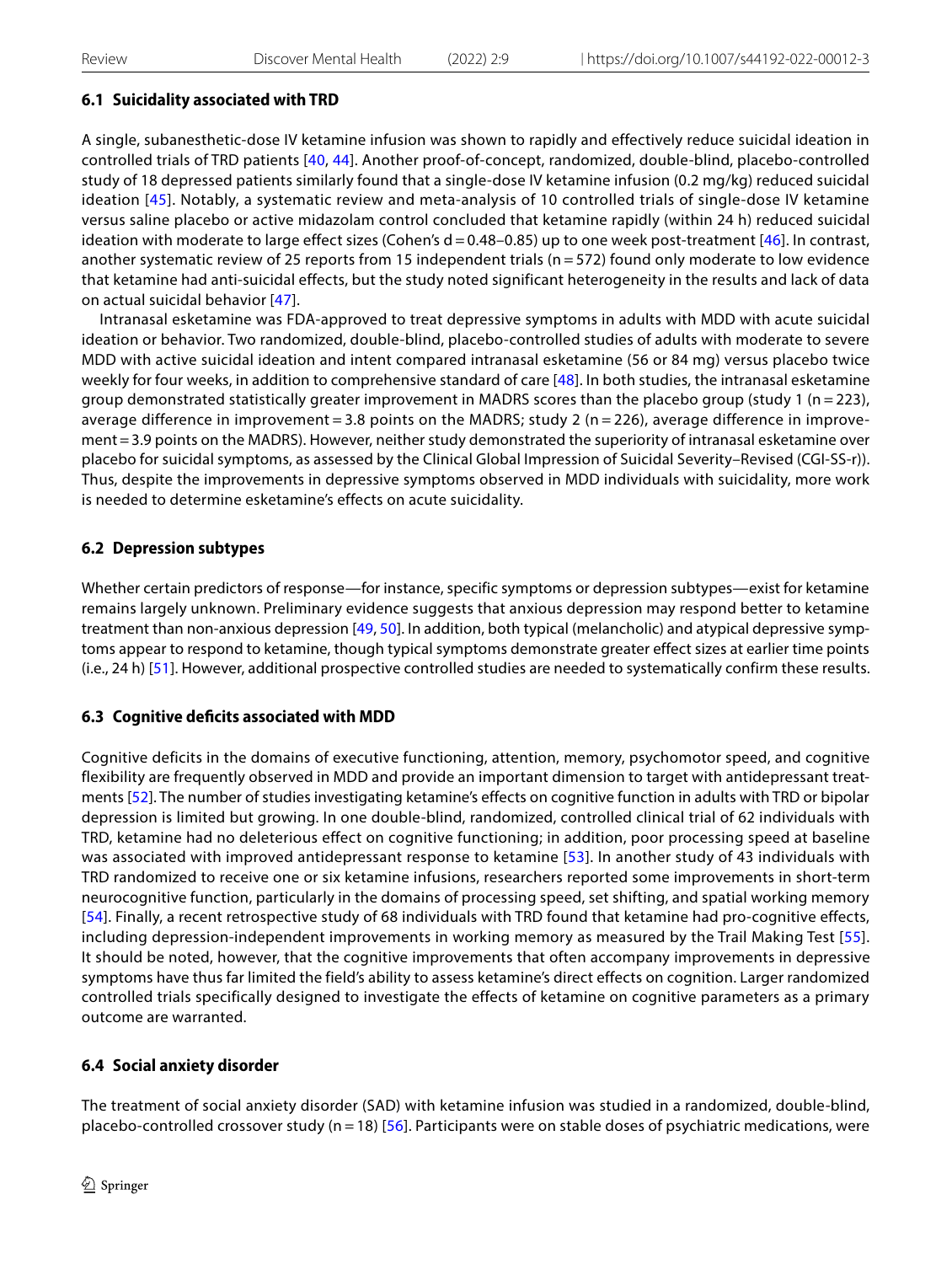### 6.1 Suicidality associated with TRD

A single, subanesthetic-dose IV ketamine infusion was shown to rapidly and effectively reduce suicidal ideation in controlled trials of TRD patients [40, 44]. Another proof-of-concept, randomized, double-blind, placebo-controlled study of 18 depressed patients similarly found that a single-dose IV ketamine infusion (0.2 mg/kg) reduced suicidal ideation [45]. Notably, a systematic review and meta-analysis of 10 controlled trials of single-dose IV ketamine versus saline placebo or active midazolam control concluded that ketamine rapidly (within 24 h) reduced suicidal ideation with moderate to large effect sizes (Cohen's d = 0.48–0.85) up to one week post-treatment [46]. In contrast, another systematic review of 25 reports from 15 independent trials (n = 572) found only moderate to low evidence that ketamine had anti-suicidal effects, but the study noted significant heterogeneity in the results and lack of data on actual suicidal behavior [47].

Intranasal esketamine was FDA-approved to treat depressive symptoms in adults with MDD with acute suicidal ideation or behavior. Two randomized, double-blind, placebo-controlled studies of adults with moderate to severe MDD with active suicidal ideation and intent compared intranasal esketamine (56 or 84 mg) versus placebo twice weekly for four weeks, in addition to comprehensive standard of care [48]. In both studies, the intranasal esketamine group demonstrated statistically greater improvement in MADRS scores than the placebo group (study 1 (n = 223), average difference in improvement = 3.8 points on the MADRS; study 2 (n = 226), average difference in improvement = 3.9 points on the MADRS). However, neither study demonstrated the superiority of intranasal esketamine over placebo for suicidal symptoms, as assessed by the Clinical Global Impression of Suicidal Severity–Revised (CGI-SS-r)). Thus, despite the improvements in depressive symptoms observed in MDD individuals with suicidality, more work is needed to determine esketamine's effects on acute suicidality.

### 6.2 Depression subtypes

Whether certain predictors of response—for instance, specific symptoms or depression subtypes—exist for ketamine remains largely unknown. Preliminary evidence suggests that anxious depression may respond better to ketamine treatment than non-anxious depression [49, 50]. In addition, both typical (melancholic) and atypical depressive symptoms appear to respond to ketamine, though typical symptoms demonstrate greater effect sizes at earlier time points (i.e., 24 h) [51]. However, additional prospective controlled studies are needed to systematically confirm these results.

### 6.3 Cognitive deficits associated with MDD

Cognitive deficits in the domains of executive functioning, attention, memory, psychomotor speed, and cognitive flexibility are frequently observed in MDD and provide an important dimension to target with antidepressant treatments [52]. The number of studies investigating ketamine's effects on cognitive function in adults with TRD or bipolar depression is limited but growing. In one double-blind, randomized, controlled clinical trial of 62 individuals with TRD, ketamine had no deleterious effect on cognitive functioning; in addition, poor processing speed at baseline was associated with improved antidepressant response to ketamine [53]. In another study of 43 individuals with TRD randomized to receive one or six ketamine infusions, researchers reported some improvements in short-term neurocognitive function, particularly in the domains of processing speed, set shifting, and spatial working memory [54]. Finally, a recent retrospective study of 68 individuals with TRD found that ketamine had pro-cognitive effects, including depression-independent improvements in working memory as measured by the Trail Making Test [55]. It should be noted, however, that the cognitive improvements that often accompany improvements in depressive symptoms have thus far limited the field's ability to assess ketamine's direct effects on cognition. Larger randomized controlled trials specifically designed to investigate the effects of ketamine on cognitive parameters as a primary outcome are warranted.

### 6.4 Social anxiety disorder

The treatment of social anxiety disorder (SAD) with ketamine infusion was studied in a randomized, double-blind, placebo-controlled crossover study (n = 18) [56]. Participants were on stable doses of psychiatric medications, were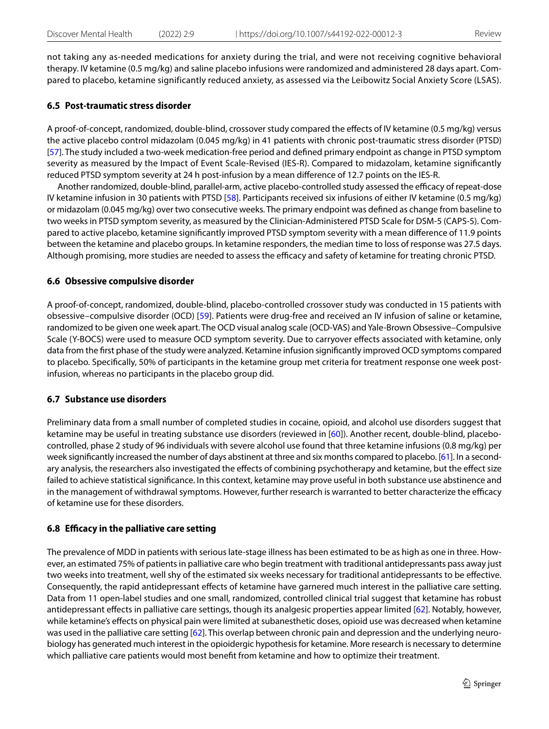not taking any as-needed medications for anxiety during the trial, and were not receiving cognitive behavioral therapy. IV ketamine (0.5 mg/kg) and saline placebo infusions were randomized and administered 28 days apart. Compared to placebo, ketamine significantly reduced anxiety, as assessed via the Leibowitz Social Anxiety Score (LSAS).

### 6.5 Post-traumatic stress disorder

A proof-of-concept, randomized, double-blind, crossover study compared the effects of IV ketamine (0.5 mg/kg) versus the active placebo control midazolam (0.045 mg/kg) in 41 patients with chronic post-traumatic stress disorder (PTSD) [57]. The study included a two-week medication-free period and defined primary endpoint as change in PTSD symptom severity as measured by the Impact of Event Scale-Revised (IES-R). Compared to midazolam, ketamine significantly reduced PTSD symptom severity at 24 h post-infusion by a mean difference of 12.7 points on the IES-R.

Another randomized, double-blind, parallel-arm, active placebo-controlled study assessed the efficacy of repeat-dose IV ketamine infusion in 30 patients with PTSD [58]. Participants received six infusions of either IV ketamine (0.5 mg/kg) or midazolam (0.045 mg/kg) over two consecutive weeks. The primary endpoint was defined as change from baseline to two weeks in PTSD symptom severity, as measured by the Clinician-Administered PTSD Scale for DSM-5 (CAPS-5). Compared to active placebo, ketamine significantly improved PTSD symptom severity with a mean difference of 11.9 points between the ketamine and placebo groups. In ketamine responders, the median time to loss of response was 27.5 days. Although promising, more studies are needed to assess the efficacy and safety of ketamine for treating chronic PTSD.

### 6.6 Obsessive compulsive disorder

A proof-of-concept, randomized, double-blind, placebo-controlled crossover study was conducted in 15 patients with obsessive–compulsive disorder (OCD) [59]. Patients were drug-free and received an IV infusion of saline or ketamine, randomized to be given one week apart. The OCD visual analog scale (OCD-VAS) and Yale-Brown Obsessive–Compulsive Scale (Y-BOCS) were used to measure OCD symptom severity. Due to carryover effects associated with ketamine, only data from the first phase of the study were analyzed. Ketamine infusion significantly improved OCD symptoms compared to placebo. Specifically, 50% of participants in the ketamine group met criteria for treatment response one week post-infusion, whereas no participants in the placebo group did.

### 6.7 Substance use disorders

Preliminary data from a small number of completed studies in cocaine, opioid, and alcohol use disorders suggest that ketamine may be useful in treating substance use disorders (reviewed in [60]). Another recent, double-blind, placebo-controlled, phase 2 study of 96 individuals with severe alcohol use found that three ketamine infusions (0.8 mg/kg) per week significantly increased the number of days abstinent at three and six months compared to placebo. [61]. In a secondary analysis, the researchers also investigated the effects of combining psychotherapy and ketamine, but the effect size failed to achieve statistical significance. In this context, ketamine may prove useful in both substance use abstinence and in the management of withdrawal symptoms. However, further research is warranted to better characterize the efficacy of ketamine use for these disorders.

### 6.8 Efficacy in the palliative care setting

The prevalence of MDD in patients with serious late-stage illness has been estimated to be as high as one in three. However, an estimated 75% of patients in palliative care who begin treatment with traditional antidepressants pass away just two weeks into treatment, well shy of the estimated six weeks necessary for traditional antidepressants to be effective. Consequently, the rapid antidepressant effects of ketamine have garnered much interest in the palliative care setting. Data from 11 open-label studies and one small, randomized, controlled clinical trial suggest that ketamine has robust antidepressant effects in palliative care settings, though its analgesic properties appear limited [62]. Notably, however, while ketamine's effects on physical pain were limited at subanesthetic doses, opioid use was decreased when ketamine was used in the palliative care setting [62]. This overlap between chronic pain and depression and the underlying neurobiology has generated much interest in the opioidergic hypothesis for ketamine. More research is necessary to determine which palliative care patients would most benefit from ketamine and how to optimize their treatment.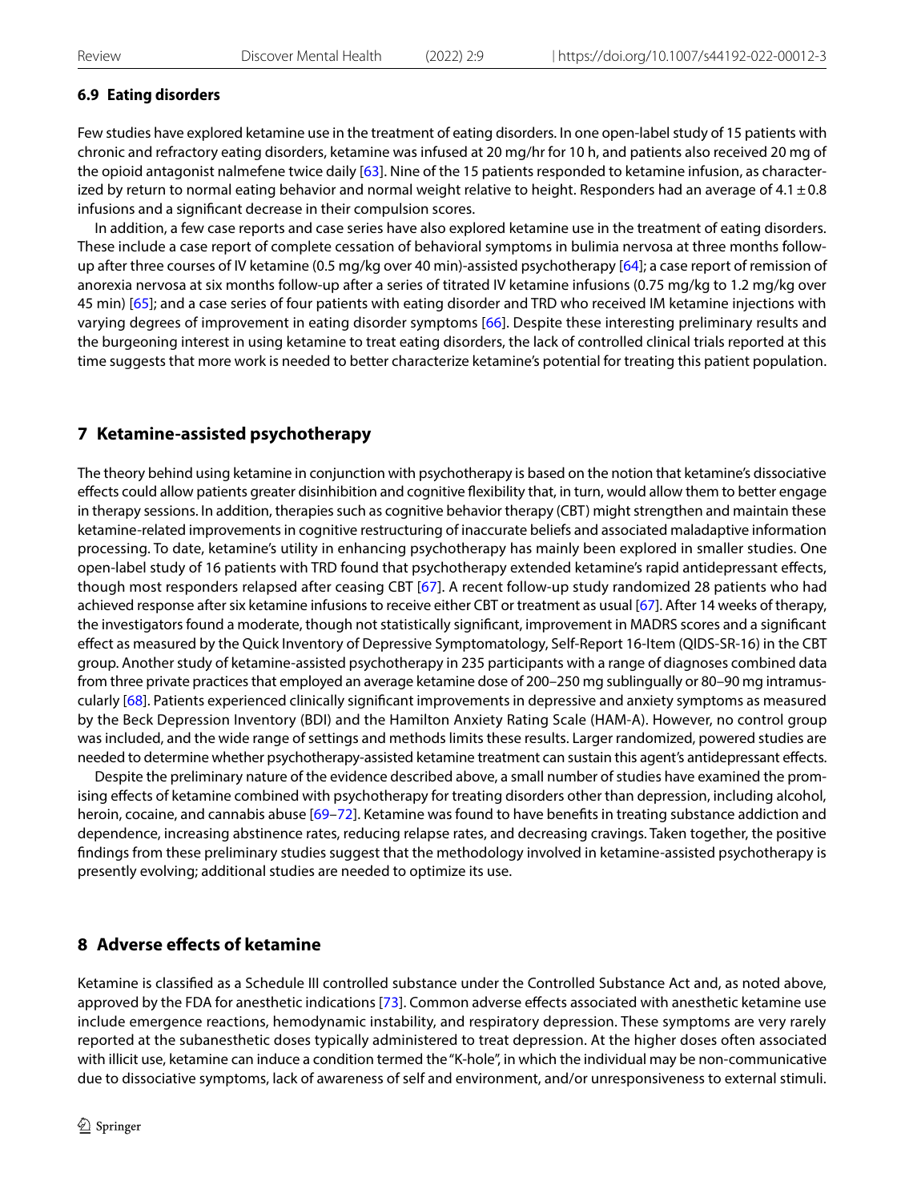### 6.9 Eating disorders

Few studies have explored ketamine use in the treatment of eating disorders. In one open-label study of 15 patients with chronic and refractory eating disorders, ketamine was infused at 20 mg/hr for 10 h, and patients also received 20 mg of the opioid antagonist nalmefene twice daily [63]. Nine of the 15 patients responded to ketamine infusion, as characterized by return to normal eating behavior and normal weight relative to height. Responders had an average of $4.1 \pm 0.8$ infusions and a significant decrease in their compulsion scores.

In addition, a few case reports and case series have also explored ketamine use in the treatment of eating disorders. These include a case report of complete cessation of behavioral symptoms in bulimia nervosa at three months follow-up after three courses of IV ketamine (0.5 mg/kg over 40 min)-assisted psychotherapy [64]; a case report of remission of anorexia nervosa at six months follow-up after a series of titrated IV ketamine infusions (0.75 mg/kg to 1.2 mg/kg over 45 min) [65]; and a case series of four patients with eating disorder and TRD who received IM ketamine injections with varying degrees of improvement in eating disorder symptoms [66]. Despite these interesting preliminary results and the burgeoning interest in using ketamine to treat eating disorders, the lack of controlled clinical trials reported at this time suggests that more work is needed to better characterize ketamine's potential for treating this patient population.

## 7 Ketamine-assisted psychotherapy

The theory behind using ketamine in conjunction with psychotherapy is based on the notion that ketamine's dissociative effects could allow patients greater disinhibition and cognitive flexibility that, in turn, would allow them to better engage in therapy sessions. In addition, therapies such as cognitive behavior therapy (CBT) might strengthen and maintain these ketamine-related improvements in cognitive restructuring of inaccurate beliefs and associated maladaptive information processing. To date, ketamine's utility in enhancing psychotherapy has mainly been explored in smaller studies. One open-label study of 16 patients with TRD found that psychotherapy extended ketamine's rapid antidepressant effects, though most responders relapsed after ceasing CBT [67]. A recent follow-up study randomized 28 patients who had achieved response after six ketamine infusions to receive either CBT or treatment as usual [67]. After 14 weeks of therapy, the investigators found a moderate, though not statistically significant, improvement in MADRS scores and a significant effect as measured by the Quick Inventory of Depressive Symptomatology, Self-Report 16-Item (QIDS-SR-16) in the CBT group. Another study of ketamine-assisted psychotherapy in 235 participants with a range of diagnoses combined data from three private practices that employed an average ketamine dose of 200–250 mg sublingually or 80–90 mg intramuscularly [68]. Patients experienced clinically significant improvements in depressive and anxiety symptoms as measured by the Beck Depression Inventory (BDI) and the Hamilton Anxiety Rating Scale (HAM-A). However, no control group was included, and the wide range of settings and methods limits these results. Larger randomized, powered studies are needed to determine whether psychotherapy-assisted ketamine treatment can sustain this agent's antidepressant effects.

Despite the preliminary nature of the evidence described above, a small number of studies have examined the promising effects of ketamine combined with psychotherapy for treating disorders other than depression, including alcohol, heroin, cocaine, and cannabis abuse [69–72]. Ketamine was found to have benefits in treating substance addiction and dependence, increasing abstinence rates, reducing relapse rates, and decreasing cravings. Taken together, the positive findings from these preliminary studies suggest that the methodology involved in ketamine-assisted psychotherapy is presently evolving; additional studies are needed to optimize its use.

## 8 Adverse effects of ketamine

Ketamine is classified as a Schedule III controlled substance under the Controlled Substance Act and, as noted above, approved by the FDA for anesthetic indications [73]. Common adverse effects associated with anesthetic ketamine use include emergence reactions, hemodynamic instability, and respiratory depression. These symptoms are very rarely reported at the subanesthetic doses typically administered to treat depression. At the higher doses often associated with illicit use, ketamine can induce a condition termed the "K-hole", in which the individual may be non-communicative due to dissociative symptoms, lack of awareness of self and environment, and/or unresponsiveness to external stimuli.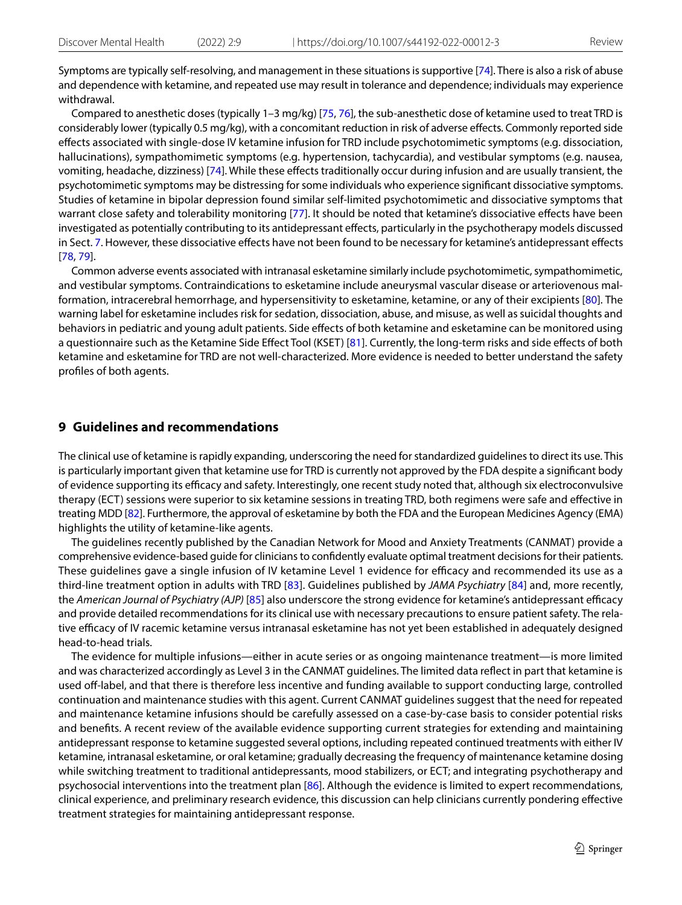Symptoms are typically self-resolving, and management in these situations is supportive [74]. There is also a risk of abuse and dependence with ketamine, and repeated use may result in tolerance and dependence; individuals may experience withdrawal.

Compared to anesthetic doses (typically 1–3 mg/kg) [75, 76], the sub-anesthetic dose of ketamine used to treat TRD is considerably lower (typically 0.5 mg/kg), with a concomitant reduction in risk of adverse effects. Commonly reported side effects associated with single-dose IV ketamine infusion for TRD include psychotomimetic symptoms (e.g. dissociation, hallucinations), sympathomimetic symptoms (e.g. hypertension, tachycardia), and vestibular symptoms (e.g. nausea, vomiting, headache, dizziness) [74]. While these effects traditionally occur during infusion and are usually transient, the psychotomimetic symptoms may be distressing for some individuals who experience significant dissociative symptoms. Studies of ketamine in bipolar depression found similar self-limited psychotomimetic and dissociative symptoms that warrant close safety and tolerability monitoring [77]. It should be noted that ketamine's dissociative effects have been investigated as potentially contributing to its antidepressant effects, particularly in the psychotherapy models discussed in Sect. 7. However, these dissociative effects have not been found to be necessary for ketamine's antidepressant effects [78, 79].

Common adverse events associated with intranasal esketamine similarly include psychotomimetic, sympathomimetic, and vestibular symptoms. Contraindications to esketamine include aneurysmal vascular disease or arteriovenous malformation, intracerebral hemorrhage, and hypersensitivity to esketamine, ketamine, or any of their excipients [80]. The warning label for esketamine includes risk for sedation, dissociation, abuse, and misuse, as well as suicidal thoughts and behaviors in pediatric and young adult patients. Side effects of both ketamine and esketamine can be monitored using a questionnaire such as the Ketamine Side Effect Tool (KSET) [81]. Currently, the long-term risks and side effects of both ketamine and esketamine for TRD are not well-characterized. More evidence is needed to better understand the safety profiles of both agents.

## 9 Guidelines and recommendations

The clinical use of ketamine is rapidly expanding, underscoring the need for standardized guidelines to direct its use. This is particularly important given that ketamine use for TRD is currently not approved by the FDA despite a significant body of evidence supporting its efficacy and safety. Interestingly, one recent study noted that, although six electroconvulsive therapy (ECT) sessions were superior to six ketamine sessions in treating TRD, both regimens were safe and effective in treating MDD [82]. Furthermore, the approval of esketamine by both the FDA and the European Medicines Agency (EMA) highlights the utility of ketamine-like agents.

The guidelines recently published by the Canadian Network for Mood and Anxiety Treatments (CANMAT) provide a comprehensive evidence-based guide for clinicians to confidently evaluate optimal treatment decisions for their patients. These guidelines gave a single infusion of IV ketamine Level 1 evidence for efficacy and recommended its use as a third-line treatment option in adults with TRD [83]. Guidelines published by *JAMA Psychiatry* [84] and, more recently, the *American Journal of Psychiatry (AJP)* [85] also underscore the strong evidence for ketamine's antidepressant efficacy and provide detailed recommendations for its clinical use with necessary precautions to ensure patient safety. The relative efficacy of IV racemic ketamine versus intranasal esketamine has not yet been established in adequately designed head-to-head trials.

The evidence for multiple infusions—either in acute series or as ongoing maintenance treatment—is more limited and was characterized accordingly as Level 3 in the CANMAT guidelines. The limited data reflect in part that ketamine is used off-label, and that there is therefore less incentive and funding available to support conducting large, controlled continuation and maintenance studies with this agent. Current CANMAT guidelines suggest that the need for repeated and maintenance ketamine infusions should be carefully assessed on a case-by-case basis to consider potential risks and benefits. A recent review of the available evidence supporting current strategies for extending and maintaining antidepressant response to ketamine suggested several options, including repeated continued treatments with either IV ketamine, intranasal esketamine, or oral ketamine; gradually decreasing the frequency of maintenance ketamine dosing while switching treatment to traditional antidepressants, mood stabilizers, or ECT; and integrating psychotherapy and psychosocial interventions into the treatment plan [86]. Although the evidence is limited to expert recommendations, clinical experience, and preliminary research evidence, this discussion can help clinicians currently pondering effective treatment strategies for maintaining antidepressant response.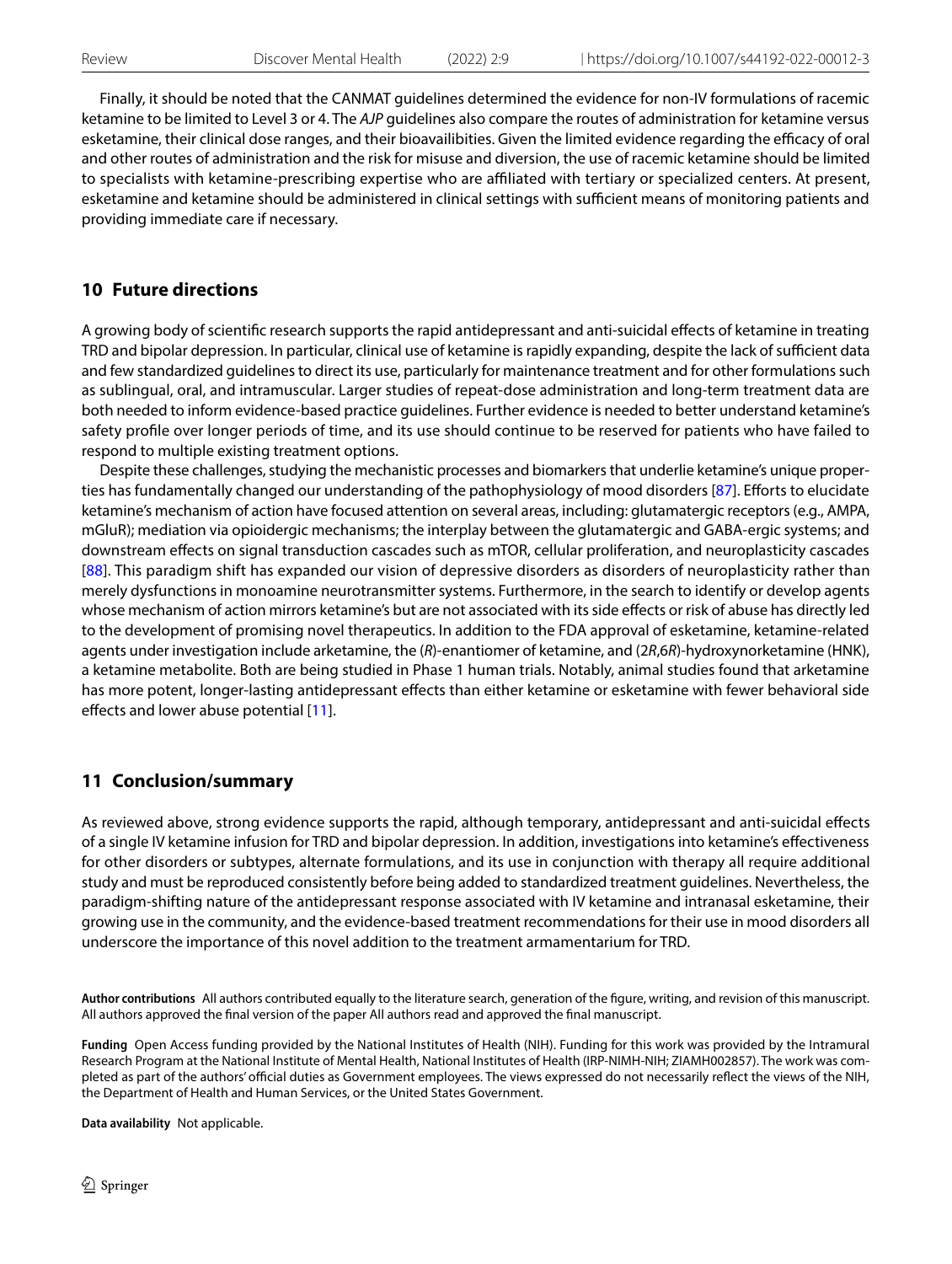Finally, it should be noted that the CANMAT guidelines determined the evidence for non-IV formulations of racemic ketamine to be limited to Level 3 or 4. The *AJP* guidelines also compare the routes of administration for ketamine versus esketamine, their clinical dose ranges, and their bioavailibities. Given the limited evidence regarding the efficacy of oral and other routes of administration and the risk for misuse and diversion, the use of racemic ketamine should be limited to specialists with ketamine-prescribing expertise who are affiliated with tertiary or specialized centers. At present, esketamine and ketamine should be administered in clinical settings with sufficient means of monitoring patients and providing immediate care if necessary.

## 10 Future directions

A growing body of scientific research supports the rapid antidepressant and anti-suicidal effects of ketamine in treating TRD and bipolar depression. In particular, clinical use of ketamine is rapidly expanding, despite the lack of sufficient data and few standardized guidelines to direct its use, particularly for maintenance treatment and for other formulations such as sublingual, oral, and intramuscular. Larger studies of repeat-dose administration and long-term treatment data are both needed to inform evidence-based practice guidelines. Further evidence is needed to better understand ketamine's safety profile over longer periods of time, and its use should continue to be reserved for patients who have failed to respond to multiple existing treatment options.

Despite these challenges, studying the mechanistic processes and biomarkers that underlie ketamine's unique properties has fundamentally changed our understanding of the pathophysiology of mood disorders [87]. Efforts to elucidate ketamine's mechanism of action have focused attention on several areas, including: glutamatergic receptors (e.g., AMPA, mGluR); mediation via opioidergic mechanisms; the interplay between the glutamatergic and GABA-ergic systems; and downstream effects on signal transduction cascades such as mTOR, cellular proliferation, and neuroplasticity cascades [88]. This paradigm shift has expanded our vision of depressive disorders as disorders of neuroplasticity rather than merely dysfunctions in monoamine neurotransmitter systems. Furthermore, in the search to identify or develop agents whose mechanism of action mirrors ketamine's but are not associated with its side effects or risk of abuse has directly led to the development of promising novel therapeutics. In addition to the FDA approval of esketamine, ketamine-related agents under investigation include arketamine, the (*R*)-enantiomer of ketamine, and (2*R*,6*R*)-hydroxynorketamine (HNK), a ketamine metabolite. Both are being studied in Phase 1 human trials. Notably, animal studies found that arketamine has more potent, longer-lasting antidepressant effects than either ketamine or esketamine with fewer behavioral side effects and lower abuse potential [11].

## 11 Conclusion/summary

As reviewed above, strong evidence supports the rapid, although temporary, antidepressant and anti-suicidal effects of a single IV ketamine infusion for TRD and bipolar depression. In addition, investigations into ketamine's effectiveness for other disorders or subtypes, alternate formulations, and its use in conjunction with therapy all require additional study and must be reproduced consistently before being added to standardized treatment guidelines. Nevertheless, the paradigm-shifting nature of the antidepressant response associated with IV ketamine and intranasal esketamine, their growing use in the community, and the evidence-based treatment recommendations for their use in mood disorders all underscore the importance of this novel addition to the treatment armamentarium for TRD.

**Author contributions** All authors contributed equally to the literature search, generation of the figure, writing, and revision of this manuscript. All authors approved the final version of the paper All authors read and approved the final manuscript.

**Funding** Open Access funding provided by the National Institutes of Health (NIH). Funding for this work was provided by the Intramural Research Program at the National Institute of Mental Health, National Institutes of Health (IRP-NIMH-NIH; ZIAMH002857). The work was completed as part of the authors' official duties as Government employees. The views expressed do not necessarily reflect the views of the NIH, the Department of Health and Human Services, or the United States Government.

**Data availability** Not applicable.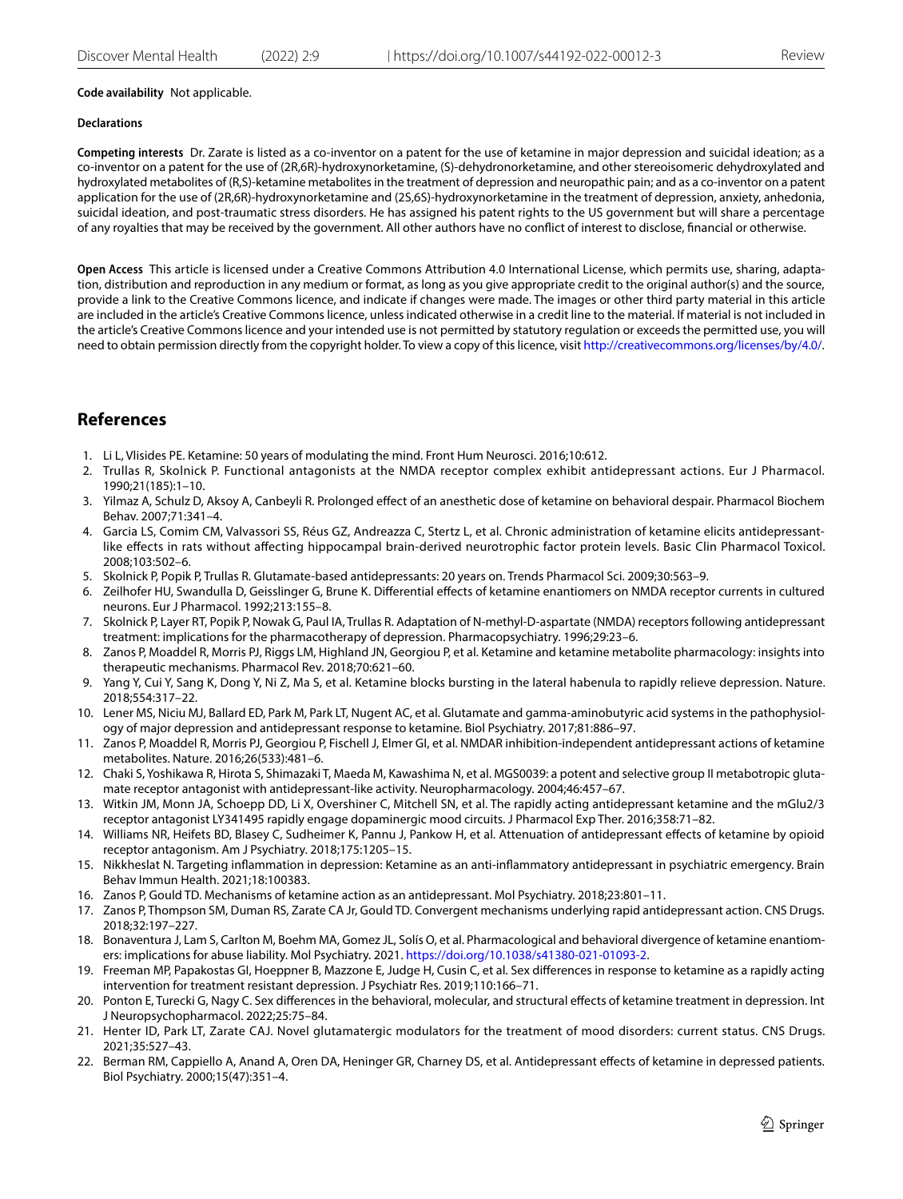**Code availability** Not applicable.

**Declarations**

**Competing interests** Dr. Zarate is listed as a co-inventor on a patent for the use of ketamine in major depression and suicidal ideation; as a co-inventor on a patent for the use of (2R,6R)-hydroxynorketamine, (S)-dehydronorketamine, and other stereoisomeric dehydroxylated and hydroxylated metabolites of (R,S)-ketamine metabolites in the treatment of depression and neuropathic pain; and as a co-inventor on a patent application for the use of (2R,6R)-hydroxynorketamine and (2S,6S)-hydroxynorketamine in the treatment of depression, anxiety, anhedonia, suicidal ideation, and post-traumatic stress disorders. He has assigned his patent rights to the US government but will share a percentage of any royalties that may be received by the government. All other authors have no conflict of interest to disclose, financial or otherwise.

**Open Access** This article is licensed under a Creative Commons Attribution 4.0 International License, which permits use, sharing, adaptation, distribution and reproduction in any medium or format, as long as you give appropriate credit to the original author(s) and the source, provide a link to the Creative Commons licence, and indicate if changes were made. The images or other third party material in this article are included in the article's Creative Commons licence, unless indicated otherwise in a credit line to the material. If material is not included in the article's Creative Commons licence and your intended use is not permitted by statutory regulation or exceeds the permitted use, you will need to obtain permission directly from the copyright holder. To view a copy of this licence, visit http://creativecommons.org/licenses/by/4.0/.

## References

1. Li L, Vlisides PE. Ketamine: 50 years of modulating the mind. Front Hum Neurosci. 2016;10:612.
2. Trullas R, Skolnick P. Functional antagonists at the NMDA receptor complex exhibit antidepressant actions. Eur J Pharmacol. 1990;21(185):1–10.
3. Yilmaz A, Schulz D, Aksoy A, Canbeyli R. Prolonged effect of an anesthetic dose of ketamine on behavioral despair. Pharmacol Biochem Behav. 2007;71:341–4.
4. Garcia LS, Comim CM, Valvassori SS, Réus GZ, Andreazza C, Stertz L, et al. Chronic administration of ketamine elicits antidepressant-like effects in rats without affecting hippocampal brain-derived neurotrophic factor protein levels. Basic Clin Pharmacol Toxicol. 2008;103:502–6.
5. Skolnick P, Popik P, Trullas R. Glutamate-based antidepressants: 20 years on. Trends Pharmacol Sci. 2009;30:563–9.
6. Zeilhofer HU, Swandulla D, Geisslinger G, Brune K. Differential effects of ketamine enantiomers on NMDA receptor currents in cultured neurons. Eur J Pharmacol. 1992;213:155–8.
7. Skolnick P, Layer RT, Popik P, Nowak G, Paul IA, Trullas R. Adaptation of N-methyl-D-aspartate (NMDA) receptors following antidepressant treatment: implications for the pharmacotherapy of depression. Pharmacopsychiatry. 1996;29:23–6.
8. Zanos P, Moaddel R, Morris PJ, Riggs LM, Highland JN, Georgiou P, et al. Ketamine and ketamine metabolite pharmacology: insights into therapeutic mechanisms. Pharmacol Rev. 2018;70:621–60.
9. Yang Y, Cui Y, Sang K, Dong Y, Ni Z, Ma S, et al. Ketamine blocks bursting in the lateral habenula to rapidly relieve depression. Nature. 2018;554:317–22.
10. Lener MS, Niciu MJ, Ballard ED, Park M, Park LT, Nugent AC, et al. Glutamate and gamma-aminobutyric acid systems in the pathophysiology of major depression and antidepressant response to ketamine. Biol Psychiatry. 2017;81:886–97.
11. Zanos P, Moaddel R, Morris PJ, Georgiou P, Fischell J, Elmer GI, et al. NMDAR inhibition-independent antidepressant actions of ketamine metabolites. Nature. 2016;26(533):481–6.
12. Chaki S, Yoshikawa R, Hirota S, Shimazaki T, Maeda M, Kawashima N, et al. MGS0039: a potent and selective group II metabotropic glutamate receptor antagonist with antidepressant-like activity. Neuropharmacology. 2004;46:457–67.
13. Witkin JM, Monn JA, Schoepp DD, Li X, Overshiner C, Mitchell SN, et al. The rapidly acting antidepressant ketamine and the mGlu2/3 receptor antagonist LY341495 rapidly engage dopaminergic mood circuits. J Pharmacol Exp Ther. 2016;358:71–82.
14. Williams NR, Heifets BD, Blasey C, Sudheimer K, Pannu J, Pankow H, et al. Attenuation of antidepressant effects of ketamine by opioid receptor antagonism. Am J Psychiatry. 2018;175:1205–15.
15. Nikkheslat N. Targeting inflammation in depression: Ketamine as an anti-inflammatory antidepressant in psychiatric emergency. Brain Behav Immun Health. 2021;18:100383.
16. Zanos P, Gould TD. Mechanisms of ketamine action as an antidepressant. Mol Psychiatry. 2018;23:801–11.
17. Zanos P, Thompson SM, Duman RS, Zarate CA Jr, Gould TD. Convergent mechanisms underlying rapid antidepressant action. CNS Drugs. 2018;32:197–227.
18. Bonaventura J, Lam S, Carlton M, Boehm MA, Gomez JL, Solís O, et al. Pharmacological and behavioral divergence of ketamine enantiomers: implications for abuse liability. Mol Psychiatry. 2021. https://doi.org/10.1038/s41380-021-01093-2.
19. Freeman MP, Papakostas GI, Hoeppner B, Mazzone E, Judge H, Cusin C, et al. Sex differences in response to ketamine as a rapidly acting intervention for treatment resistant depression. J Psychiatr Res. 2019;110:166–71.
20. Ponton E, Turecki G, Nagy C. Sex differences in the behavioral, molecular, and structural effects of ketamine treatment in depression. Int J Neuropsychopharmacol. 2022;25:75–84.
21. Henter ID, Park LT, Zarate CAJ. Novel glutamatergic modulators for the treatment of mood disorders: current status. CNS Drugs. 2021;35:527–43.
22. Berman RM, Cappiello A, Anand A, Oren DA, Heninger GR, Charney DS, et al. Antidepressant effects of ketamine in depressed patients. Biol Psychiatry. 2000;15(47):351–4.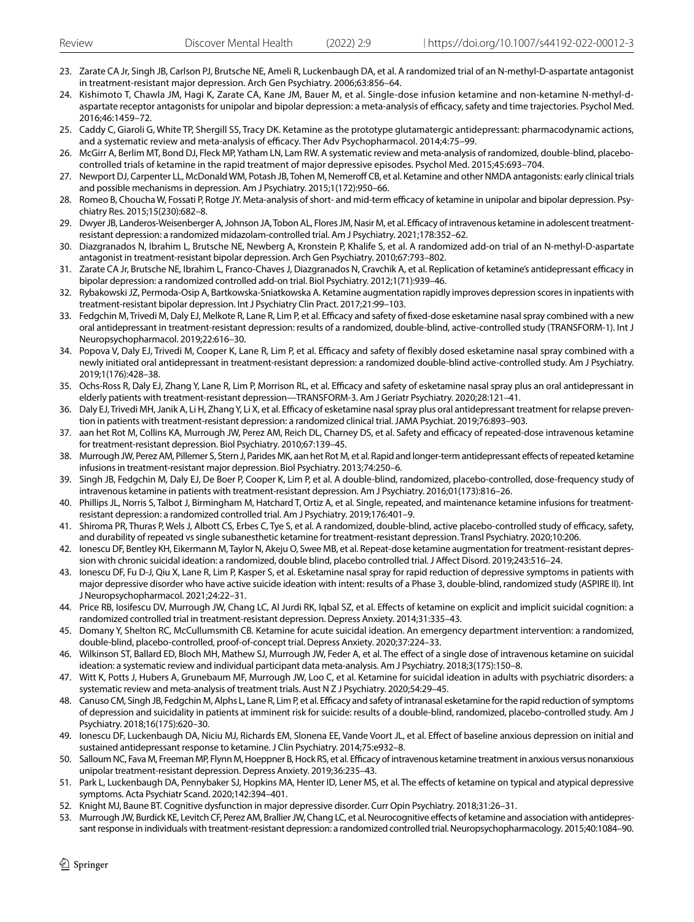23. Zarate CA Jr, Singh JB, Carlson PJ, Brutsche NE, Ameli R, Luckenbaugh DA, et al. A randomized trial of an N-methyl-D-aspartate antagonist in treatment-resistant major depression. Arch Gen Psychiatry. 2006;63:856–64.
24. Kishimoto T, Chawla JM, Hagi K, Zarate CA, Kane JM, Bauer M, et al. Single-dose infusion ketamine and non-ketamine N-methyl-d-aspartate receptor antagonists for unipolar and bipolar depression: a meta-analysis of efficacy, safety and time trajectories. Psychol Med. 2016;46:1459–72.
25. Caddy C, Giaroli G, White TP, Shergill SS, Tracy DK. Ketamine as the prototype glutamatergic antidepressant: pharmacodynamic actions, and a systematic review and meta-analysis of efficacy. Ther Adv Psychopharmacol. 2014;4:75–99.
26. McGirr A, Berlim MT, Bond DJ, Fleck MP, Yatham LN, Lam RW. A systematic review and meta-analysis of randomized, double-blind, placebo-controlled trials of ketamine in the rapid treatment of major depressive episodes. Psychol Med. 2015;45:693–704.
27. Newport DJ, Carpenter LL, McDonald WM, Potash JB, Tohen M, Nemeroff CB, et al. Ketamine and other NMDA antagonists: early clinical trials and possible mechanisms in depression. Am J Psychiatry. 2015;1(172):950–66.
28. Romeo B, Choucha W, Fossati P, Rotge JY. Meta-analysis of short- and mid-term efficacy of ketamine in unipolar and bipolar depression. Psychiatry Res. 2015;15(230):682–8.
29. Dwyer JB, Landeros-Weisenberger A, Johnson JA, Tobon AL, Flores JM, Nasir M, et al. Efficacy of intravenous ketamine in adolescent treatment-resistant depression: a randomized midazolam-controlled trial. Am J Psychiatry. 2021;178:352–62.
30. Diazgranados N, Ibrahim L, Brutsche NE, Newberg A, Kronstein P, Khalife S, et al. A randomized add-on trial of an N-methyl-D-aspartate antagonist in treatment-resistant bipolar depression. Arch Gen Psychiatry. 2010;67:793–802.
31. Zarate CA Jr, Brutsche NE, Ibrahim L, Franco-Chaves J, Diazgranados N, Cravchik A, et al. Replication of ketamine's antidepressant efficacy in bipolar depression: a randomized controlled add-on trial. Biol Psychiatry. 2012;1(71):939–46.
32. Rybakowski JZ, Permoda-Osip A, Bartkowska-Sniatkowska A. Ketamine augmentation rapidly improves depression scores in inpatients with treatment-resistant bipolar depression. Int J Psychiatry Clin Pract. 2017;21:99–103.
33. Fedgchin M, Trivedi M, Daly EJ, Melkote R, Lane R, Lim P, et al. Efficacy and safety of fixed-dose esketamine nasal spray combined with a new oral antidepressant in treatment-resistant depression: results of a randomized, double-blind, active-controlled study (TRANSFORM-1). Int J Neuropsychopharmacol. 2019;22:616–30.
34. Popova V, Daly EJ, Trivedi M, Cooper K, Lane R, Lim P, et al. Efficacy and safety of flexibly dosed esketamine nasal spray combined with a newly initiated oral antidepressant in treatment-resistant depression: a randomized double-blind active-controlled study. Am J Psychiatry. 2019;1(176):428–38.
35. Ochs-Ross R, Daly EJ, Zhang Y, Lane R, Lim P, Morrison RL, et al. Efficacy and safety of esketamine nasal spray plus an oral antidepressant in elderly patients with treatment-resistant depression—TRANSFORM-3. Am J Geriatr Psychiatry. 2020;28:121–41.
36. Daly EJ, Trivedi MH, Janik A, Li H, Zhang Y, Li X, et al. Efficacy of esketamine nasal spray plus oral antidepressant treatment for relapse prevention in patients with treatment-resistant depression: a randomized clinical trial. JAMA Psychiat. 2019;76:893–903.
37. aan het Rot M, Collins KA, Murrough JW, Perez AM, Reich DL, Charney DS, et al. Safety and efficacy of repeated-dose intravenous ketamine for treatment-resistant depression. Biol Psychiatry. 2010;67:139–45.
38. Murrough JW, Perez AM, Pillemer S, Stern J, Parides MK, aan het Rot M, et al. Rapid and longer-term antidepressant effects of repeated ketamine infusions in treatment-resistant major depression. Biol Psychiatry. 2013;74:250–6.
39. Singh JB, Fedgchin M, Daly EJ, De Boer P, Cooper K, Lim P, et al. A double-blind, randomized, placebo-controlled, dose-frequency study of intravenous ketamine in patients with treatment-resistant depression. Am J Psychiatry. 2016;01(173):816–26.
40. Phillips JL, Norris S, Talbot J, Birmingham M, Hatchard T, Ortiz A, et al. Single, repeated, and maintenance ketamine infusions for treatment-resistant depression: a randomized controlled trial. Am J Psychiatry. 2019;176:401–9.
41. Shiroma PR, Thuras P, Wels J, Albott CS, Erbes C, Tye S, et al. A randomized, double-blind, active placebo-controlled study of efficacy, safety, and durability of repeated vs single subanesthetic ketamine for treatment-resistant depression. Transl Psychiatry. 2020;10:206.
42. Ionescu DF, Bentley KH, Eikermann M, Taylor N, Akeju O, Swee MB, et al. Repeat-dose ketamine augmentation for treatment-resistant depression with chronic suicidal ideation: a randomized, double blind, placebo controlled trial. J Affect Disord. 2019;243:516–24.
43. Ionescu DF, Fu D-J, Qiu X, Lane R, Lim P, Kasper S, et al. Esketamine nasal spray for rapid reduction of depressive symptoms in patients with major depressive disorder who have active suicide ideation with intent: results of a Phase 3, double-blind, randomized study (ASPIRE II). Int J Neuropsychopharmacol. 2021;24:22–31.
44. Price RB, Iosifescu DV, Murrough JW, Chang LC, Al Jurdi RK, Iqbal SZ, et al. Effects of ketamine on explicit and implicit suicidal cognition: a randomized controlled trial in treatment-resistant depression. Depress Anxiety. 2014;31:335–43.
45. Domany Y, Shelton RC, McCullumsmith CB. Ketamine for acute suicidal ideation. An emergency department intervention: a randomized, double-blind, placebo-controlled, proof-of-concept trial. Depress Anxiety. 2020;37:224–33.
46. Wilkinson ST, Ballard ED, Bloch MH, Mathew SJ, Murrough JW, Feder A, et al. The effect of a single dose of intravenous ketamine on suicidal ideation: a systematic review and individual participant data meta-analysis. Am J Psychiatry. 2018;3(175):150–8.
47. Witt K, Potts J, Hubers A, Grunebaum MF, Murrough JW, Loo C, et al. Ketamine for suicidal ideation in adults with psychiatric disorders: a systematic review and meta-analysis of treatment trials. Aust N Z J Psychiatry. 2020;54:29–45.
48. Canuso CM, Singh JB, Fedgchin M, Alphs L, Lane R, Lim P, et al. Efficacy and safety of intranasal esketamine for the rapid reduction of symptoms of depression and suicidality in patients at imminent risk for suicide: results of a double-blind, randomized, placebo-controlled study. Am J Psychiatry. 2018;16(175):620–30.
49. Ionescu DF, Luckenbaugh DA, Niciu MJ, Richards EM, Slonena EE, Vande Voort JL, et al. Effect of baseline anxious depression on initial and sustained antidepressant response to ketamine. J Clin Psychiatry. 2014;75:e932–8.
50. Salloum NC, Fava M, Freeman MP, Flynn M, Hoeppner B, Hock RS, et al. Efficacy of intravenous ketamine treatment in anxious versus nonanxious unipolar treatment-resistant depression. Depress Anxiety. 2019;36:235–43.
51. Park L, Luckenbaugh DA, Pennybaker SJ, Hopkins MA, Henter ID, Lener MS, et al. The effects of ketamine on typical and atypical depressive symptoms. Acta Psychiatr Scand. 2020;142:394–401.
52. Knight MJ, Baune BT. Cognitive dysfunction in major depressive disorder. Curr Opin Psychiatry. 2018;31:26–31.
53. Murrough JW, Burdick KE, Levitch CF, Perez AM, Brallier JW, Chang LC, et al. Neurocognitive effects of ketamine and association with antidepressant response in individuals with treatment-resistant depression: a randomized controlled trial. Neuropsychopharmacology. 2015;40:1084–90.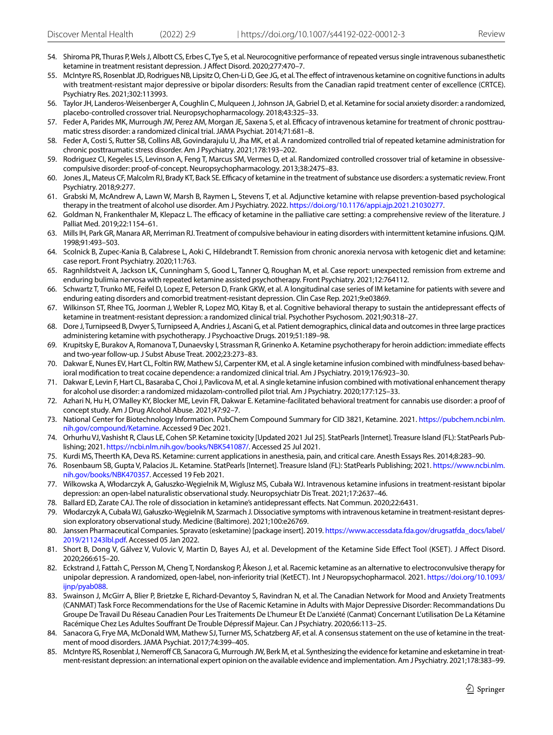54. Shiroma PR, Thuras P, Wels J, Albott CS, Erbes C, Tye S, et al. Neurocognitive performance of repeated versus single intravenous subanesthetic ketamine in treatment resistant depression. J Affect Disord. 2020;277:470–7.
55. McIntyre RS, Rosenblat JD, Rodrigues NB, Lipsitz O, Chen-Li D, Gee JG, et al. The effect of intravenous ketamine on cognitive functions in adults with treatment-resistant major depressive or bipolar disorders: Results from the Canadian rapid treatment center of excellence (CRTCE). Psychiatry Res. 2021;302:113993.
56. Taylor JH, Landeros-Weisenberger A, Coughlin C, Mulqueen J, Johnson JA, Gabriel D, et al. Ketamine for social anxiety disorder: a randomized, placebo-controlled crossover trial. Neuropsychopharmacology. 2018;43:325–33.
57. Feder A, Parides MK, Murrough JW, Perez AM, Morgan JE, Saxena S, et al. Efficacy of intravenous ketamine for treatment of chronic posttraumatic stress disorder: a randomized clinical trial. JAMA Psychiat. 2014;71:681–8.
58. Feder A, Costi S, Rutter SB, Collins AB, Govindarajulu U, Jha MK, et al. A randomized controlled trial of repeated ketamine administration for chronic posttraumatic stress disorder. Am J Psychiatry. 2021;178:193–202.
59. Rodriguez CI, Kegeles LS, Levinson A, Feng T, Marcus SM, Vermes D, et al. Randomized controlled crossover trial of ketamine in obsessive-compulsive disorder: proof-of-concept. Neuropsychopharmacology. 2013;38:2475–83.
60. Jones JL, Mateus CF, Malcolm RJ, Brady KT, Back SE. Efficacy of ketamine in the treatment of substance use disorders: a systematic review. Front Psychiatry. 2018;9:277.
61. Grabski M, McAndrew A, Lawn W, Marsh B, Raymen L, Stevens T, et al. Adjunctive ketamine with relapse prevention-based psychological therapy in the treatment of alcohol use disorder. Am J Psychiatry. 2022. https://doi.org/10.1176/appi.ajp.2021.21030277.
62. Goldman N, Frankenthaler M, Klepacz L. The efficacy of ketamine in the palliative care setting: a comprehensive review of the literature. J Palliat Med. 2019;22:1154–61.
63. Mills IH, Park GR, Manara AR, Merriman RJ. Treatment of compulsive behaviour in eating disorders with intermittent ketamine infusions. QJM. 1998;91:493–503.
64. Scolnick B, Zupec-Kania B, Calabrese L, Aoki C, Hildebrandt T. Remission from chronic anorexia nervosa with ketogenic diet and ketamine: case report. Front Psychiatry. 2020;11:763.
65. Ragnhildstveit A, Jackson LK, Cunningham S, Good L, Tanner Q, Roughan M, et al. Case report: unexpected remission from extreme and enduring bulimia nervosa with repeated ketamine assisted psychotherapy. Front Psychiatry. 2021;12:764112.
66. Schwartz T, Trunko ME, Feifel D, Lopez E, Peterson D, Frank GKW, et al. A longitudinal case series of IM ketamine for patients with severe and enduring eating disorders and comorbid treatment-resistant depression. Clin Case Rep. 2021;9:e03869.
67. Wilkinson ST, Rhee TG, Joorman J, Webler R, Lopez MO, Kitay B, et al. Cognitive behavioral therapy to sustain the antidepressant effects of ketamine in treatment-resistant depression: a randomized clinical trial. Psychother Psychosom. 2021;90:318–27.
68. Dore J, Turnipseed B, Dwyer S, Turnipseed A, Andries J, Ascani G, et al. Patient demographics, clinical data and outcomes in three large practices administering ketamine with psychotherapy. J Psychoactive Drugs. 2019;51:189–98.
69. Krupitsky E, Burakov A, Romanova T, Dunaevsky I, Strassman R, Grinenko A. Ketamine psychotherapy for heroin addiction: immediate effects and two-year follow-up. J Subst Abuse Treat. 2002;23:273–83.
70. Dakwar E, Nunes EV, Hart CL, Foltin RW, Mathew SJ, Carpenter KM, et al. A single ketamine infusion combined with mindfulness-based behavioral modification to treat cocaine dependence: a randomized clinical trial. Am J Psychiatry. 2019;176:923–30.
71. Dakwar E, Levin F, Hart CL, Basaraba C, Choi J, Pavlicova M, et al. A single ketamine infusion combined with motivational enhancement therapy for alcohol use disorder: a randomized midazolam-controlled pilot trial. Am J Psychiatry. 2020;177:125–33.
72. Azhari N, Hu H, O'Malley KY, Blocker ME, Levin FR, Dakwar E. Ketamine-facilitated behavioral treatment for cannabis use disorder: a proof of concept study. Am J Drug Alcohol Abuse. 2021;47:92–7.
73. National Center for Biotechnology Information. PubChem Compound Summary for CID 3821, Ketamine. 2021. https://pubchem.ncbi.nlm.nih.gov/compound/Ketamine. Accessed 9 Dec 2021.
74. Orhurhu VJ, Vashisht R, Claus LE, Cohen SP. Ketamine toxicity [Updated 2021 Jul 25]. StatPearls [Internet]. Treasure Island (FL): StatPearls Publishing; 2021. https://ncbi.nlm.nih.gov/books/NBK541087/. Accessed 25 Jul 2021.
75. Kurdi MS, Theerth KA, Deva RS. Ketamine: current applications in anesthesia, pain, and critical care. Anesth Essays Res. 2014;8:283–90.
76. Rosenbaum SB, Gupta V, Palacios JL. Ketamine. StatPearls [Internet]. Treasure Island (FL): StatPearls Publishing; 2021. https://www.ncbi.nlm.nih.gov/books/NBK470357. Accessed 19 Feb 2021.
77. Wilkowska A, Włodarczyk A, Gałuszko-Węgielnik M, Wiglusz MS, Cubała WJ. Intravenous ketamine infusions in treatment-resistant bipolar depression: an open-label naturalistic observational study. Neuropsychiatr Dis Treat. 2021;17:2637–46.
78. Ballard ED, Zarate CAJ. The role of dissociation in ketamine's antidepressant effects. Nat Commun. 2020;22:6431.
79. Włodarczyk A, Cubała WJ, Gałuszko-Węgielnik M, Szarmach J. Dissociative symptoms with intravenous ketamine in treatment-resistant depression exploratory observational study. Medicine (Baltimore). 2021;100:e26769.
80. Janssen Pharmaceutical Companies. Spravato (esketamine) [package insert]. 2019. https://www.accessdata.fda.gov/drugsatfda_docs/label/2019/211243lbl.pdf. Accessed 05 Jan 2022.
81. Short B, Dong V, Gálvez V, Vulovic V, Martin D, Bayes AJ, et al. Development of the Ketamine Side Effect Tool (KSET). J Affect Disord. 2020;266:615–20.
82. Eckstrand J, Fattah C, Persson M, Cheng T, Nordanskog P, Åkeson J, et al. Racemic ketamine as an alternative to electroconvulsive therapy for unipolar depression. A randomized, open-label, non-inferiority trial (KetECT). Int J Neuropsychopharmacol. 2021. https://doi.org/10.1093/ijnp/pyab088.
83. Swainson J, McGirr A, Blier P, Brietzke E, Richard-Devantoy S, Ravindran N, et al. The Canadian Network for Mood and Anxiety Treatments (CANMAT) Task Force Recommendations for the Use of Racemic Ketamine in Adults with Major Depressive Disorder: Recommandations Du Groupe De Travail Du Réseau Canadien Pour Les Traitements De L'humeur Et De L'anxiété (Canmat) Concernant L'utilisation De La Kétamine Racémique Chez Les Adultes Souffrant De Trouble Dépressif Majeur. Can J Psychiatry. 2020;66:113–25.
84. Sanacora G, Frye MA, McDonald WM, Mathew SJ, Turner MS, Schatzberg AF, et al. A consensus statement on the use of ketamine in the treatment of mood disorders. JAMA Psychiat. 2017;74:399–405.
85. McIntyre RS, Rosenblat J, Nemeroff CB, Sanacora G, Murrough JW, Berk M, et al. Synthesizing the evidence for ketamine and esketamine in treatment-resistant depression: an international expert opinion on the available evidence and implementation. Am J Psychiatry. 2021;178:383–99.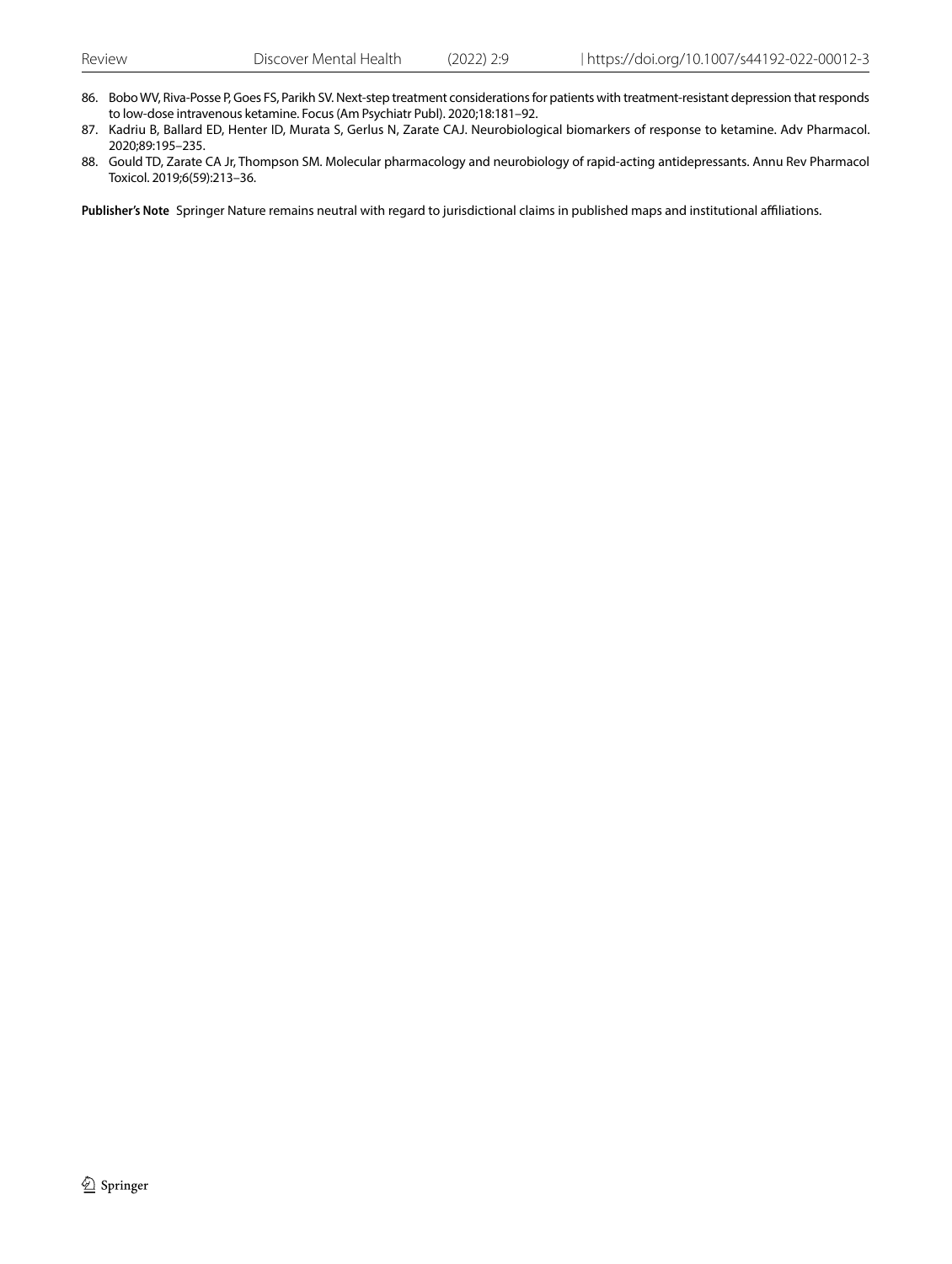86. Bobo WV, Riva-Posse P, Goes FS, Parikh SV. Next-step treatment considerations for patients with treatment-resistant depression that responds to low-dose intravenous ketamine. Focus (Am Psychiatr Publ). 2020;18:181–92.
87. Kadriu B, Ballard ED, Henter ID, Murata S, Gerlus N, Zarate CAJ. Neurobiological biomarkers of response to ketamine. Adv Pharmacol. 2020;89:195–235.
88. Gould TD, Zarate CA Jr, Thompson SM. Molecular pharmacology and neurobiology of rapid-acting antidepressants. Annu Rev Pharmacol Toxicol. 2019;6(59):213–36.

**Publisher's Note** Springer Nature remains neutral with regard to jurisdictional claims in published maps and institutional affiliations.